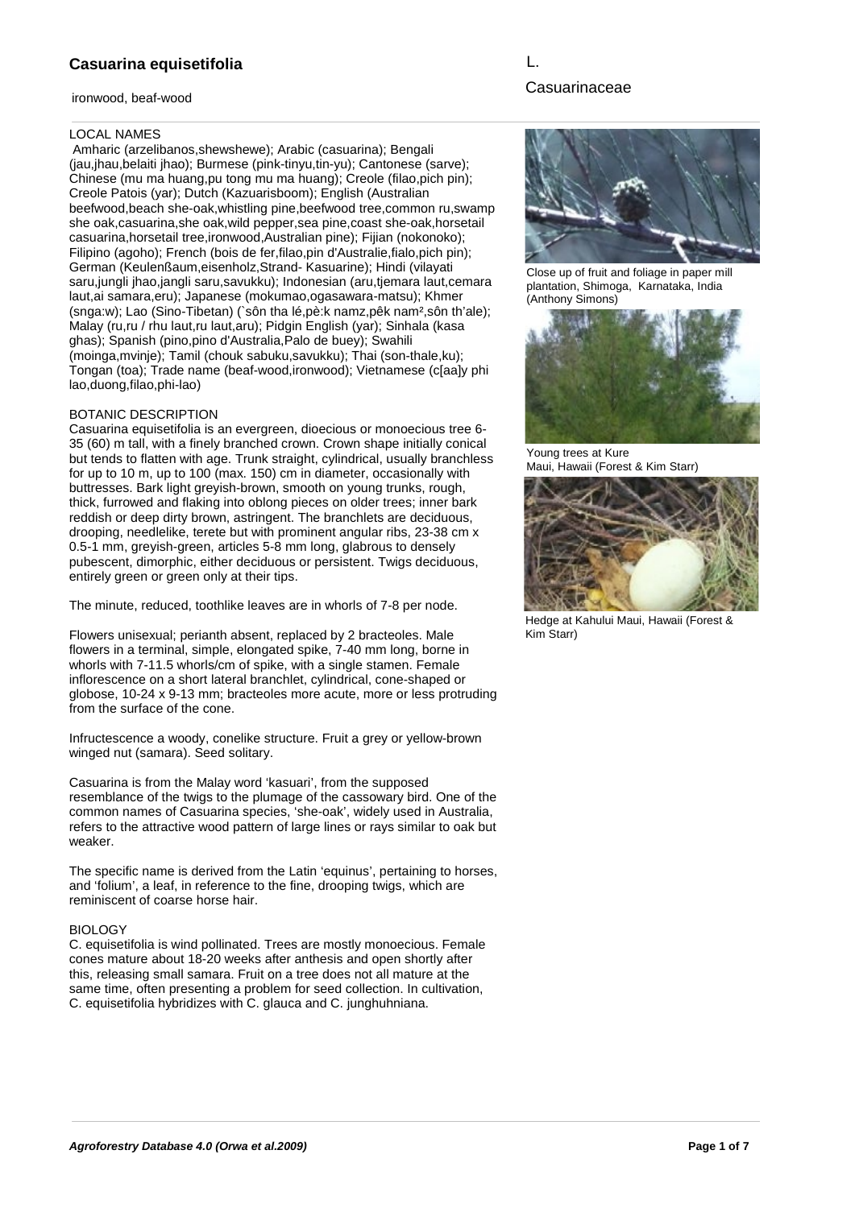# Casuarina equisetifolia

L.

Casuarinaceae

ironwood, beaf-wood

## LOCAL NAMES

Amharic (arzelibanos,shewshewe); Arabic (casuarina); Bengali (jau,jhau,belaiti jhao); Burmese (pink-tinyu,tin-yu); Cantonese (sarve); Chinese (mu ma huang,pu tong mu ma huang); Creole (filao,pich pin); Creole Patois (yar); Dutch (Kazuarisboom); English (Australian beefwood,beach she-oak,whistling pine,beefwood tree,common ru,swamp she oak,casuarina,she oak,wild pepper,sea pine,coast she-oak,horsetail casuarina,horsetail tree,ironwood,Australian pine); Fijian (nokonoko); Filipino (agoho); French (bois de fer,filao,pin d'Australie,fialo,pich pin); German (Keulenßaum,eisenholz,Strand- Kasuarine); Hindi (vilayati saru,jungli jhao,jangli saru,savukku); Indonesian (aru,tjemara laut,cemara laut,ai samara,eru); Japanese (mokumao,ogasawara-matsu); Khmer (snga:w); Lao (Sino-Tibetan) (`sôn tha lé,pè:k namz,pêk nam²,sôn th'ale); Malay (ru,ru / rhu laut,ru laut,aru); Pidgin English (yar); Sinhala (kasa ghas); Spanish (pino,pino d'Australia,Palo de buey); Swahili (moinga,mvinje); Tamil (chouk sabuku,savukku); Thai (son-thale,ku); Tongan (toa); Trade name (beaf-wood,ironwood); Vietnamese (c[aa]y phi lao,duong,filao,phi-lao)

## BOTANIC DESCRIPTION

Casuarina equisetifolia is an evergreen, dioecious or monoecious tree 6-35 (60) m tall, with a finely branched crown. Crown shape initially conical but tends to flatten with age. Trunk straight, cylindrical, usually branchless for up to 10 m, up to 100 (max. 150) cm in diameter, occasionally with buttresses. Bark light greyish-brown, smooth on young trunks, rough, thick, furrowed and flaking into oblong pieces on older trees; inner bark reddish or deep dirty brown, astringent. The branchlets are deciduous, drooping, needlelike, terete but with prominent angular ribs, 23-38 cm x 0.5-1 mm, greyish-green, articles 5-8 mm long, glabrous to densely pubescent, dimorphic, either deciduous or persistent. Twigs deciduous, entirely green or green only at their tips.

The minute, reduced, toothlike leaves are in whorls of 7-8 per node.

Flowers unisexual; perianth absent, replaced by 2 bracteoles. Male flowers in a terminal, simple, elongated spike, 7-40 mm long, borne in whorls with 7-11.5 whorls/cm of spike, with a single stamen. Female inflorescence on a short lateral branchlet, cylindrical, cone-shaped or globose, 10-24 x 9-13 mm; bracteoles more acute, more or less protruding from the surface of the cone.

Infructescence a woody, conelike structure. Fruit a grey or yellow-brown winged nut (samara). Seed solitary.

Casuarina is from the Malay word 'kasuari', from the supposed resemblance of the twigs to the plumage of the cassowary bird. One of the common names of Casuarina species, 'she-oak', widely used in Australia, refers to the attractive wood pattern of large lines or rays similar to oak but weaker.

The specific name is derived from the Latin 'equinus', pertaining to horses, and 'folium', a leaf, in reference to the fine, drooping twigs, which are reminiscent of coarse horse hair.

## BIOLOGY

C. equisetifolia is wind pollinated. Trees are mostly monoecious. Female cones mature about 18-20 weeks after anthesis and open shortly after this, releasing small samara. Fruit on a tree does not all mature at the same time, often presenting a problem for seed collection. In cultivation, C. equisetifolia hybridizes with C. glauca and C. junghuhniana.

Close up of fruit and foliage in paper mill plantation, Shimoga, Karnataka, India (Anthony Simons)

Young trees at Kure Maui, Hawaii (Forest & Kim Starr)

Hedge at Kahului Maui, Hawaii (Forest & Kim Starr)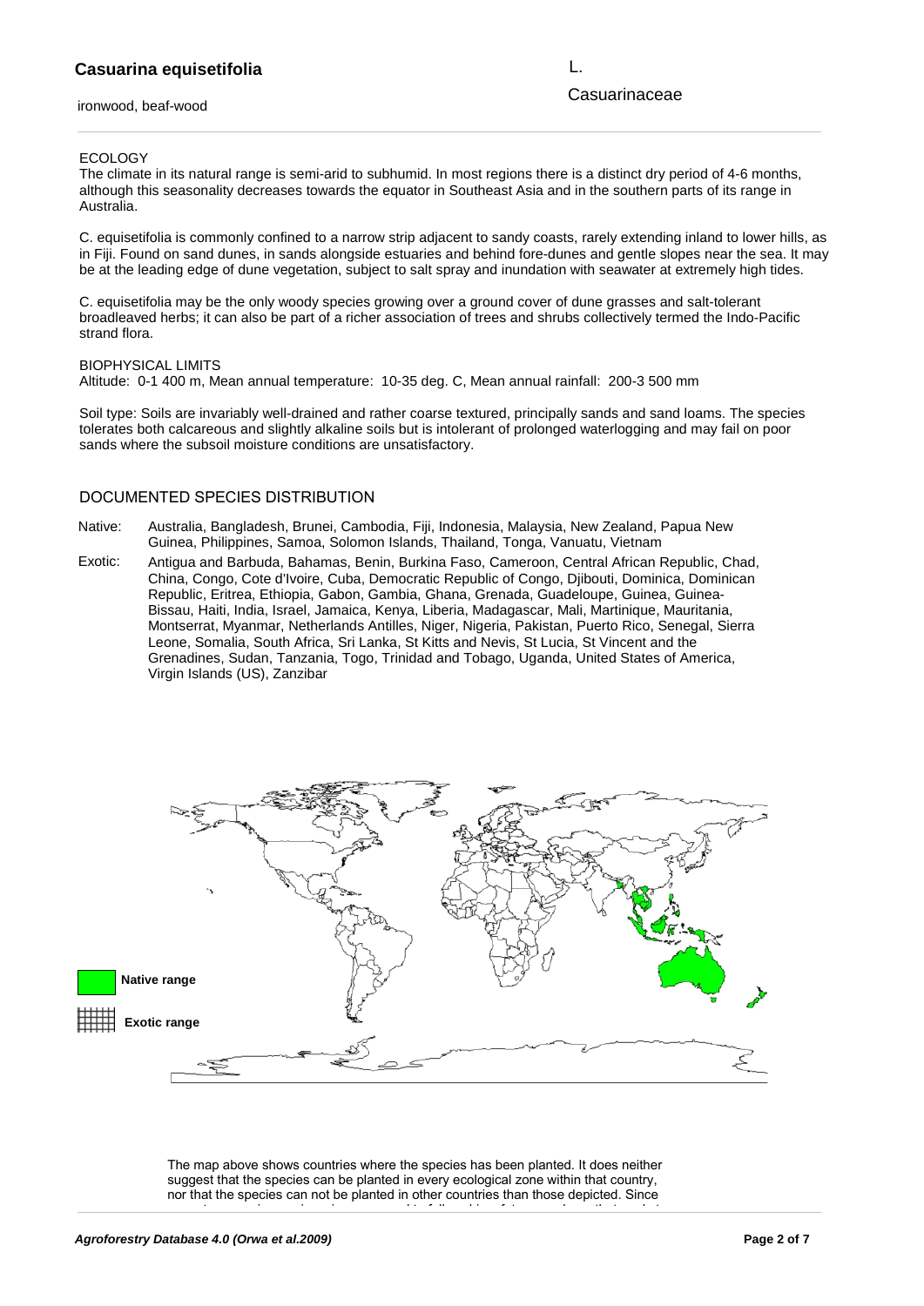## Casuarina equisetifolia

L.

Casuarinaceae

ironwood, beaf-wood

### ECOLOGY

The climate in its natural range is semi-arid to subhumid. In most regions there is a distinct dry period of 4-6 months, although this seasonality decreases towards the equator in Southeast Asia and in the southern parts of its range in Australia.

C. equisetifolia is commonly confined to a narrow strip adjacent to sandy coasts, rarely extending inland to lower hills, as in Fiji. Found on sand dunes, in sands alongside estuaries and behind fore-dunes and gentle slopes near the sea. It may be at the leading edge of dune vegetation, subject to salt spray and inundation with seawater at extremely high tides.

C. equisetifolia may be the only woody species growing over a ground cover of dune grasses and salt-tolerant broadleaved herbs; it can also be part of a richer association of trees and shrubs collectively termed the Indo-Pacific strand flora.

### BIOPHYSICAL LIMITS

Altitude: 0-1 400 m, Mean annual temperature: 10-35 deg. C, Mean annual rainfall: 200-3 500 mm

Soil type: Soils are invariably well-drained and rather coarse textured, principally sands and sand loams. The species tolerates both calcareous and slightly alkaline soils but is intolerant of prolonged waterlogging and may fail on poor sands where the subsoil moisture conditions are unsatisfactory.

### DOCUMENTED SPECIES DISTRIBUTION

Native: Australia, Bangladesh, Brunei, Cambodia, Fiji, Indonesia, Malaysia, New Zealand, Papua New Guinea, Philippines, Samoa, Solomon Islands, Thailand, Tonga, Vanuatu, Vietnam

Exotic: Antigua and Barbuda, Bahamas, Benin, Burkina Faso, Cameroon, Central African Republic, Chad, China, Congo, Cote d'Ivoire, Cuba, Democratic Republic of Congo, Djibouti, Dominica, Dominican Republic, Eritrea, Ethiopia, Gabon, Gambia, Ghana, Grenada, Guadeloupe, Guinea, Guinea-Bissau, Haiti, India, Israel, Jamaica, Kenya, Liberia, Madagascar, Mali, Martinique, Mauritania, Montserrat, Myanmar, Netherlands Antilles, Niger, Nigeria, Pakistan, Puerto Rico, Senegal, Sierra Leone, Somalia, South Africa, Sri Lanka, St Kitts and Nevis, St Lucia, St Vincent and the Grenadines, Sudan, Tanzania, Togo, Trinidad and Tobago, Uganda, United States of America, Virgin Islands (US), Zanzibar

Native range

Exotic range

The map above shows countries where the species has been planted. It does neither suggest that the species can be planted in every ecological zone within that country, nor that the species can not be planted in other countries than those depicted. Since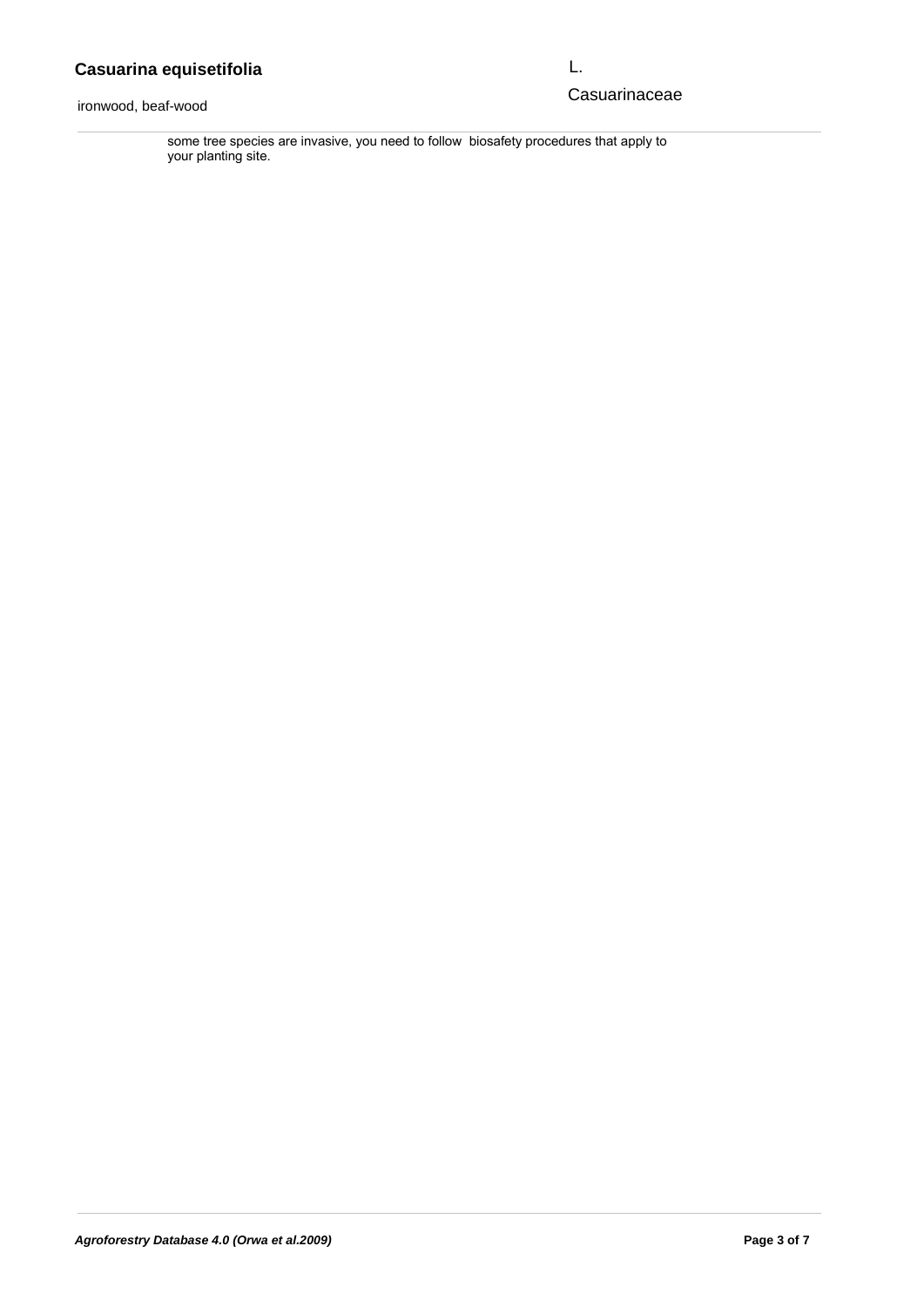some tree species are invasive, you need to follow biosafety procedures that apply to your planting site.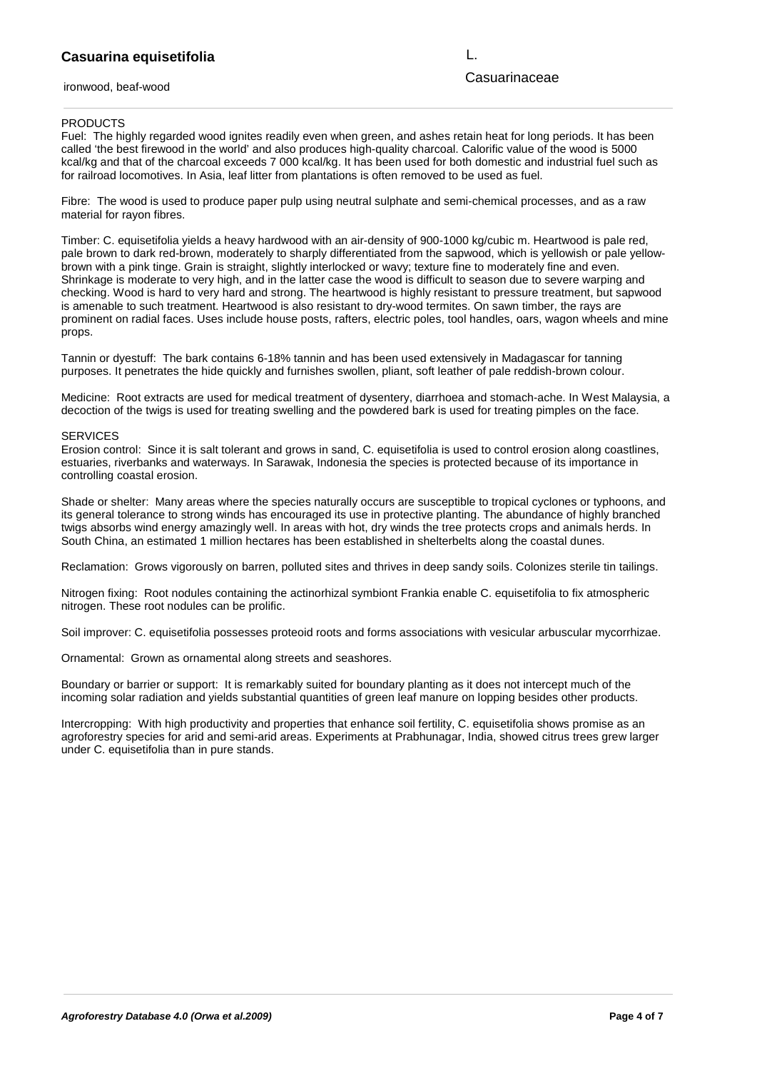**Casuarina equisetifolia** L.

ironwood, beaf-wood Casuarinaceae

PRODUCTS

Fuel: The highly regarded wood ignites readily even when green, and ashes retain heat for long periods. It has been called 'the best firewood in the world' and also produces high-quality charcoal. Calorific value of the wood is 5000 kcal/kg and that of the charcoal exceeds 7 000 kcal/kg. It has been used for both domestic and industrial fuel such as for railroad locomotives. In Asia, leaf litter from plantations is often removed to be used as fuel.

Fibre: The wood is used to produce paper pulp using neutral sulphate and semi-chemical processes, and as a raw material for rayon fibres.

Timber: C. equisetifolia yields a heavy hardwood with an air-density of 900-1000 kg/cubic m. Heartwood is pale red, pale brown to dark red-brown, moderately to sharply differentiated from the sapwood, which is yellowish or pale yellow-brown with a pink tinge. Grain is straight, slightly interlocked or wavy; texture fine to moderately fine and even. Shrinkage is moderate to very high, and in the latter case the wood is difficult to season due to severe warping and checking. Wood is hard to very hard and strong. The heartwood is highly resistant to pressure treatment, but sapwood is amenable to such treatment. Heartwood is also resistant to dry-wood termites. On sawn timber, the rays are prominent on radial faces. Uses include house posts, rafters, electric poles, tool handles, oars, wagon wheels and mine props.

Tannin or dyestuff: The bark contains 6-18% tannin and has been used extensively in Madagascar for tanning purposes. It penetrates the hide quickly and furnishes swollen, pliant, soft leather of pale reddish-brown colour.

Medicine: Root extracts are used for medical treatment of dysentery, diarrhoea and stomach-ache. In West Malaysia, a decoction of the twigs is used for treating swelling and the powdered bark is used for treating pimples on the face.

SERVICES

Erosion control: Since it is salt tolerant and grows in sand, C. equisetifolia is used to control erosion along coastlines, estuaries, riverbanks and waterways. In Sarawak, Indonesia the species is protected because of its importance in controlling coastal erosion.

Shade or shelter: Many areas where the species naturally occurs are susceptible to tropical cyclones or typhoons, and its general tolerance to strong winds has encouraged its use in protective planting. The abundance of highly branched twigs absorbs wind energy amazingly well. In areas with hot, dry winds the tree protects crops and animals herds. In South China, an estimated 1 million hectares has been established in shelterbelts along the coastal dunes.

Reclamation: Grows vigorously on barren, polluted sites and thrives in deep sandy soils. Colonizes sterile tin tailings.

Nitrogen fixing: Root nodules containing the actinorhizal symbiont Frankia enable C. equisetifolia to fix atmospheric nitrogen. These root nodules can be prolific.

Soil improver: C. equisetifolia possesses proteoid roots and forms associations with vesicular arbuscular mycorrhizae.

Ornamental: Grown as ornamental along streets and seashores.

Boundary or barrier or support: It is remarkably suited for boundary planting as it does not intercept much of the incoming solar radiation and yields substantial quantities of green leaf manure on lopping besides other products.

Intercropping: With high productivity and properties that enhance soil fertility, C. equisetifolia shows promise as an agroforestry species for arid and semi-arid areas. Experiments at Prabhunagar, India, showed citrus trees grew larger under C. equisetifolia than in pure stands.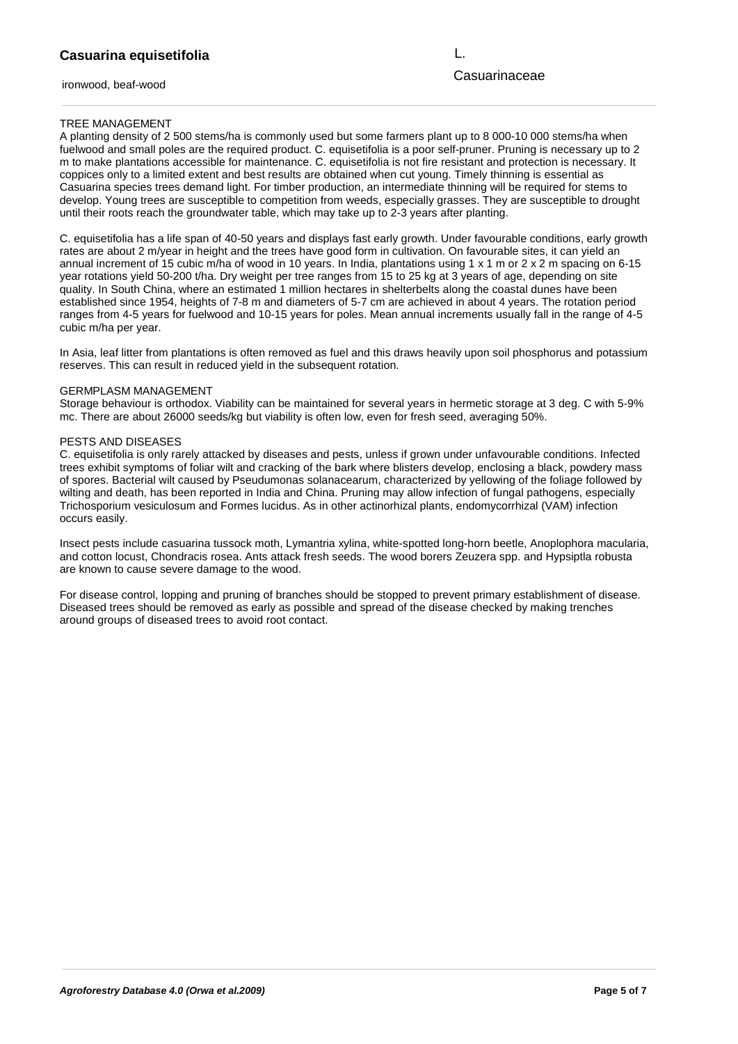## TREE MANAGEMENT

A planting density of 2 500 stems/ha is commonly used but some farmers plant up to 8 000-10 000 stems/ha when fuelwood and small poles are the required product. C. equisetifolia is a poor self-pruner. Pruning is necessary up to 2 m to make plantations accessible for maintenance. C. equisetifolia is not fire resistant and protection is necessary. It coppices only to a limited extent and best results are obtained when cut young. Timely thinning is essential as Casuarina species trees demand light. For timber production, an intermediate thinning will be required for stems to develop. Young trees are susceptible to competition from weeds, especially grasses. They are susceptible to drought until their roots reach the groundwater table, which may take up to 2-3 years after planting.

C. equisetifolia has a life span of 40-50 years and displays fast early growth. Under favourable conditions, early growth rates are about 2 m/year in height and the trees have good form in cultivation. On favourable sites, it can yield an annual increment of 15 cubic m/ha of wood in 10 years. In India, plantations using 1 x 1 m or 2 x 2 m spacing on 6-15 year rotations yield 50-200 t/ha. Dry weight per tree ranges from 15 to 25 kg at 3 years of age, depending on site quality. In South China, where an estimated 1 million hectares in shelterbelts along the coastal dunes have been established since 1954, heights of 7-8 m and diameters of 5-7 cm are achieved in about 4 years. The rotation period ranges from 4-5 years for fuelwood and 10-15 years for poles. Mean annual increments usually fall in the range of 4-5 cubic m/ha per year.

In Asia, leaf litter from plantations is often removed as fuel and this draws heavily upon soil phosphorus and potassium reserves. This can result in reduced yield in the subsequent rotation.

## GERMPLASM MANAGEMENT

Storage behaviour is orthodox. Viability can be maintained for several years in hermetic storage at 3 deg. C with 5-9% mc. There are about 26000 seeds/kg but viability is often low, even for fresh seed, averaging 50%.

## PESTS AND DISEASES

C. equisetifolia is only rarely attacked by diseases and pests, unless if grown under unfavourable conditions. Infected trees exhibit symptoms of foliar wilt and cracking of the bark where blisters develop, enclosing a black, powdery mass of spores. Bacterial wilt caused by Pseudumonas solanacearum, characterized by yellowing of the foliage followed by wilting and death, has been reported in India and China. Pruning may allow infection of fungal pathogens, especially Trichosporium vesiculosum and Formes lucidus. As in other actinorhizal plants, endomycorrhizal (VAM) infection occurs easily.

Insect pests include casuarina tussock moth, Lymantria xylina, white-spotted long-horn beetle, Anoplophora macularia, and cotton locust, Chondracis rosea. Ants attack fresh seeds. The wood borers Zeuzera spp. and Hypsiptla robusta are known to cause severe damage to the wood.

For disease control, lopping and pruning of branches should be stopped to prevent primary establishment of disease. Diseased trees should be removed as early as possible and spread of the disease checked by making trenches around groups of diseased trees to avoid root contact.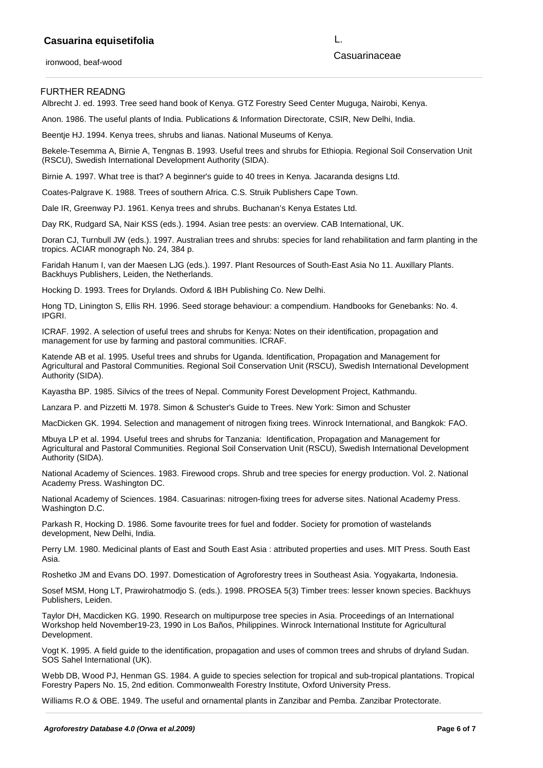## FURTHER READNG

Albrecht J. ed. 1993. Tree seed hand book of Kenya. GTZ Forestry Seed Center Muguga, Nairobi, Kenya.

Anon. 1986. The useful plants of India. Publications & Information Directorate, CSIR, New Delhi, India.

Beentje HJ. 1994. Kenya trees, shrubs and lianas. National Museums of Kenya.

Bekele-Tesemma A, Birnie A, Tengnas B. 1993. Useful trees and shrubs for Ethiopia. Regional Soil Conservation Unit (RSCU), Swedish International Development Authority (SIDA).

Birnie A. 1997. What tree is that? A beginner's guide to 40 trees in Kenya. Jacaranda designs Ltd.

Coates-Palgrave K. 1988. Trees of southern Africa. C.S. Struik Publishers Cape Town.

Dale IR, Greenway PJ. 1961. Kenya trees and shrubs. Buchanan's Kenya Estates Ltd.

Day RK, Rudgard SA, Nair KSS (eds.). 1994. Asian tree pests: an overview. CAB International, UK.

Doran CJ, Turnbull JW (eds.). 1997. Australian trees and shrubs: species for land rehabilitation and farm planting in the tropics. ACIAR monograph No. 24, 384 p.

Faridah Hanum I, van der Maesen LJG (eds.). 1997. Plant Resources of South-East Asia No 11. Auxillary Plants. Backhuys Publishers, Leiden, the Netherlands.

Hocking D. 1993. Trees for Drylands. Oxford & IBH Publishing Co. New Delhi.

Hong TD, Linington S, Ellis RH. 1996. Seed storage behaviour: a compendium. Handbooks for Genebanks: No. 4. IPGRI.

ICRAF. 1992. A selection of useful trees and shrubs for Kenya: Notes on their identification, propagation and management for use by farming and pastoral communities. ICRAF.

Katende AB et al. 1995. Useful trees and shrubs for Uganda. Identification, Propagation and Management for Agricultural and Pastoral Communities. Regional Soil Conservation Unit (RSCU), Swedish International Development Authority (SIDA).

Kayastha BP. 1985. Silvics of the trees of Nepal. Community Forest Development Project, Kathmandu.

Lanzara P. and Pizzetti M. 1978. Simon & Schuster's Guide to Trees. New York: Simon and Schuster

MacDicken GK. 1994. Selection and management of nitrogen fixing trees. Winrock International, and Bangkok: FAO.

Mbuya LP et al. 1994. Useful trees and shrubs for Tanzania: Identification, Propagation and Management for Agricultural and Pastoral Communities. Regional Soil Conservation Unit (RSCU), Swedish International Development Authority (SIDA).

National Academy of Sciences. 1983. Firewood crops. Shrub and tree species for energy production. Vol. 2. National Academy Press. Washington DC.

National Academy of Sciences. 1984. Casuarinas: nitrogen-fixing trees for adverse sites. National Academy Press. Washington D.C.

Parkash R, Hocking D. 1986. Some favourite trees for fuel and fodder. Society for promotion of wastelands development, New Delhi, India.

Perry LM. 1980. Medicinal plants of East and South East Asia : attributed properties and uses. MIT Press. South East Asia.

Roshetko JM and Evans DO. 1997. Domestication of Agroforestry trees in Southeast Asia. Yogyakarta, Indonesia.

Sosef MSM, Hong LT, Prawirohatmodjo S. (eds.). 1998. PROSEA 5(3) Timber trees: lesser known species. Backhuys Publishers, Leiden.

Taylor DH, Macdicken KG. 1990. Research on multipurpose tree species in Asia. Proceedings of an International Workshop held November19-23, 1990 in Los Baños, Philippines. Winrock International Institute for Agricultural Development.

Vogt K. 1995. A field guide to the identification, propagation and uses of common trees and shrubs of dryland Sudan. SOS Sahel International (UK).

Webb DB, Wood PJ, Henman GS. 1984. A guide to species selection for tropical and sub-tropical plantations. Tropical Forestry Papers No. 15, 2nd edition. Commonwealth Forestry Institute, Oxford University Press.

Williams R.O & OBE. 1949. The useful and ornamental plants in Zanzibar and Pemba. Zanzibar Protectorate.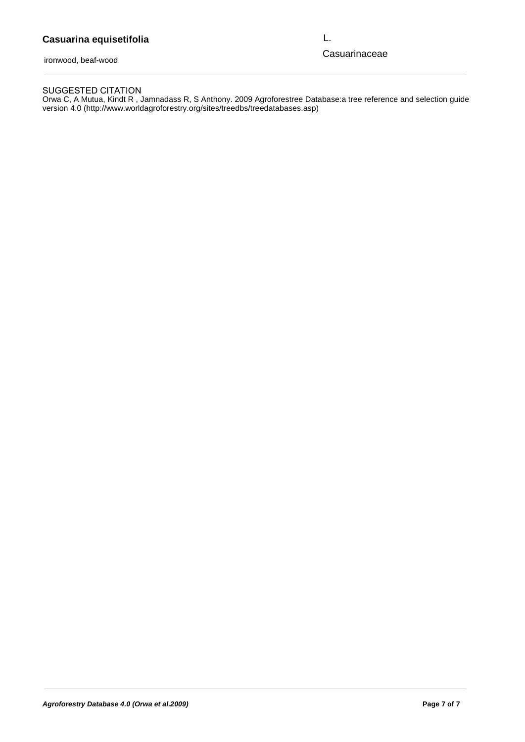## SUGGESTED CITATION

Orwa C, A Mutua, Kindt R , Jamnadass R, S Anthony. 2009 Agroforestree Database:a tree reference and selection guide version 4.0 (http://www.worldagroforestry.org/sites/treedbs/treedatabases.asp)